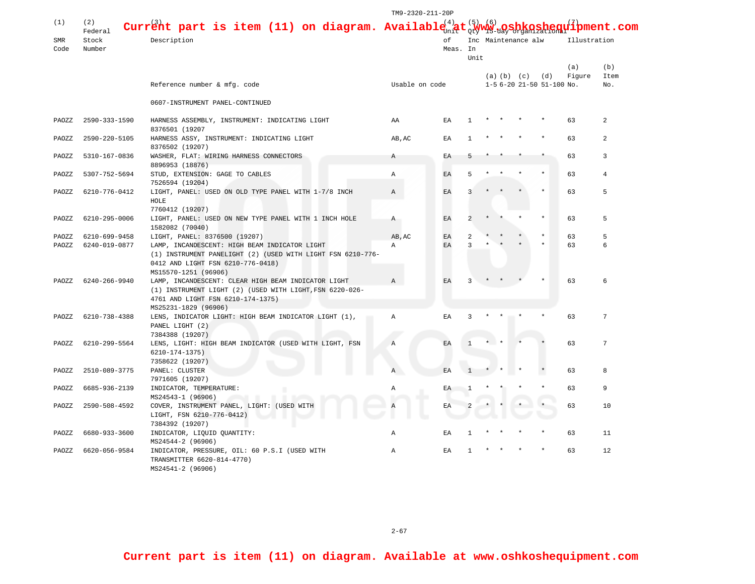**Current part is item (11) on diagram. Available at www.oshkoshequipment.com**

| (1) SMR Code | (2) Federal Stock Number | (3) Description / Reference number & mfg. code | Usable on code | (4) Unit of Meas. | (5) Qty Inc In Unit | (6) 15-day organizational Maintenance alw (a) 1-5 | (b) 6-20 | (c) 21-50 | (d) 51-100 | (7) Illustration (a) Figure No. | (b) Item No. |
|---|---|---|---|---|---|---|---|---|---|---|---|
| | | 0607-INSTRUMENT PANEL-CONTINUED | | | | | | | | | |
| PAOZZ | 2590-333-1590 | HARNESS ASSEMBLY, INSTRUMENT: INDICATING LIGHT 8376501 (19207 | AA | EA | 1 | * | * | * | * | 63 | 2 |
| PAOZZ | 2590-220-5105 | HARNESS ASSY, INSTRUMENT: INDICATING LIGHT 8376502 (19207) | AB,AC | EA | 1 | * | * | * | * | 63 | 2 |
| PAOZZ | 5310-167-0836 | WASHER, FLAT: WIRING HARNESS CONNECTORS 8896953 (18876) | A | EA | 5 | * | * | * | * | 63 | 3 |
| PAOZZ | 5307-752-5694 | STUD, EXTENSION: GAGE TO CABLES 7526594 (19204) | A | EA | 5 | * | * | * | * | 63 | 4 |
| PAOZZ | 6210-776-0412 | LIGHT, PANEL: USED ON OLD TYPE PANEL WITH 1-7/8 INCH HOLE 7760412 (19207) | A | EA | 3 | * | * | * | * | 63 | 5 |
| PAOZZ | 6210-295-0006 | LIGHT, PANEL: USED ON NEW TYPE PANEL WITH 1 INCH HOLE 1582082 (70040) | A | EA | 2 | * | * | * | * | 63 | 5 |
| PAOZZ | 6210-699-9458 | LIGHT, PANEL: 8376500 (19207) | AB,AC | EA | 2 | * | * | * | * | 63 | 5 |
| PAOZZ | 6240-019-0877 | LAMP, INCANDESCENT: HIGH BEAM INDICATOR LIGHT (1) INSTRUMENT PANELIGHT (2) (USED WITH LIGHT FSN 6210-776-0412 AND LIGHT FSN 6210-776-0418) MS15570-1251 (96906) | A | EA | 3 | * | * | * | * | 63 | 6 |
| PAOZZ | 6240-266-9940 | LAMP, INCANDESCENT: CLEAR HIGH BEAM INDICATOR LIGHT (1) INSTRUMENT LIGHT (2) (USED WITH LIGHT,FSN 6220-026-4761 AND LIGHT FSN 6210-174-1375) MS25231-1829 (96906) | A | EA | 3 | * | * | * | * | 63 | 6 |
| PAOZZ | 6210-738-4388 | LENS, INDICATOR LIGHT: HIGH BEAM INDICATOR LIGHT (1), PANEL LIGHT (2) 7384388 (19207) | A | EA | 3 | * | * | * | * | 63 | 7 |
| PAOZZ | 6210-299-5564 | LENS, LIGHT: HIGH BEAM INDICATOR (USED WITH LIGHT, FSN 6210-174-1375) 7358622 (19207) | A | EA | 1 | * | * | * | * | 63 | 7 |
| PAOZZ | 2510-089-3775 | PANEL: CLUSTER 7971605 (19207) | A | EA | 1 | * | * | * | * | 63 | 8 |
| PAOZZ | 6685-936-2139 | INDICATOR, TEMPERATURE: MS24543-1 (96906) | A | EA | 1 | * | * | * | * | 63 | 9 |
| PAOZZ | 2590-508-4592 | COVER, INSTRUMENT PANEL, LIGHT: (USED WITH LIGHT, FSN 6210-776-0412) 7384392 (19207) | A | EA | 2 | * | * | * | * | 63 | 10 |
| PAOZZ | 6680-933-3600 | INDICATOR, LIQUID QUANTITY: MS24544-2 (96906) | A | EA | 1 | * | * | * | * | 63 | 11 |
| PAOZZ | 6620-056-9584 | INDICATOR, PRESSURE, OIL: 60 P.S.I (USED WITH TRANSMITTER 6620-814-4770) MS24541-2 (96906) | A | EA | 1 | * | * | * | * | 63 | 12 |

**Current part is item (11) on diagram. Available at www.oshkoshequipment.com**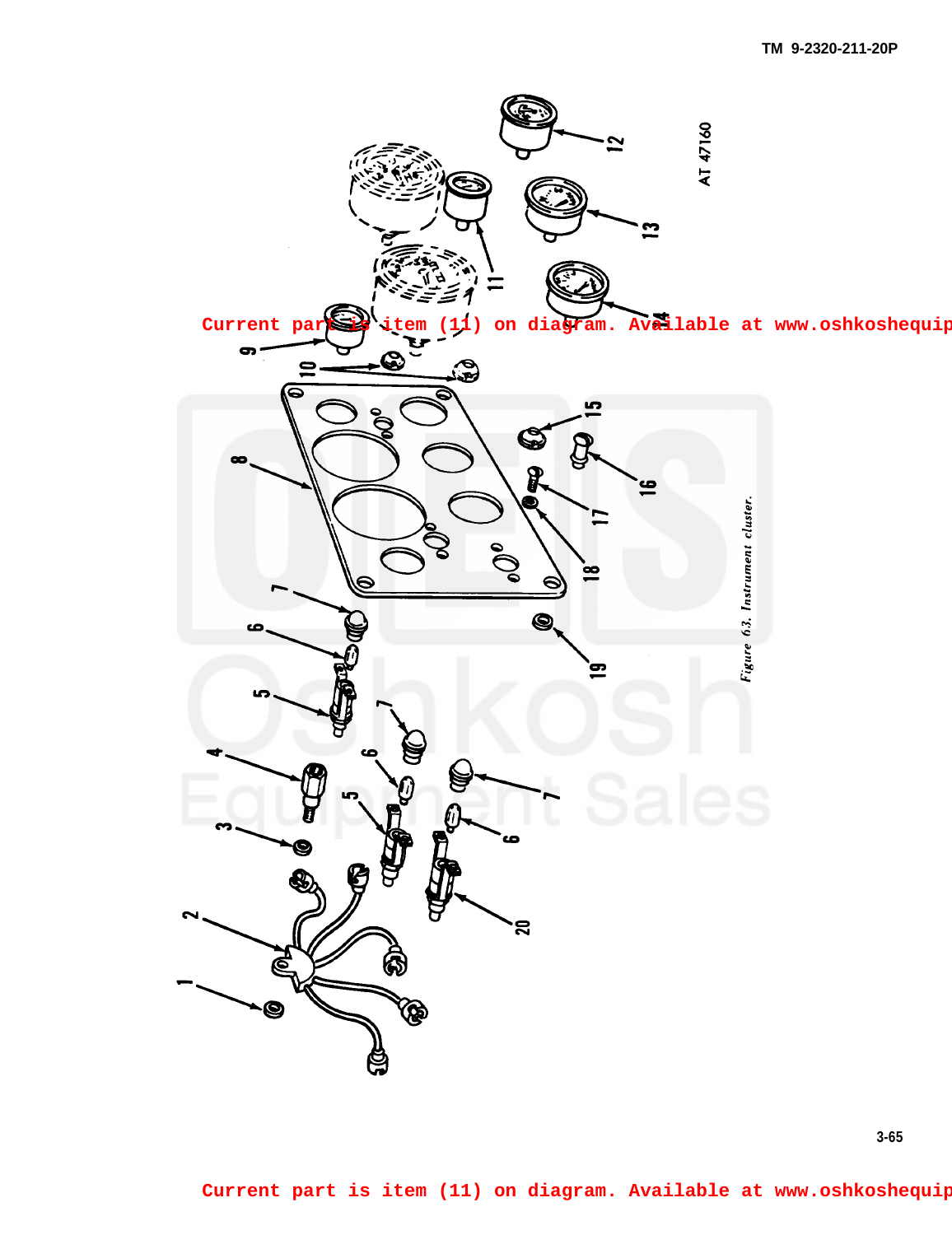Current part is item (11) on diagram. Available at www.oshkoshequip

12

13

11

14

9

10

15

8

16

17

18

7

6

19

5

7

4

6

7

5

3

6

2

20

1

AT 47160

*Figure 63. Instrument cluster.*

Current part is item (11) on diagram. Available at www.oshkoshequip